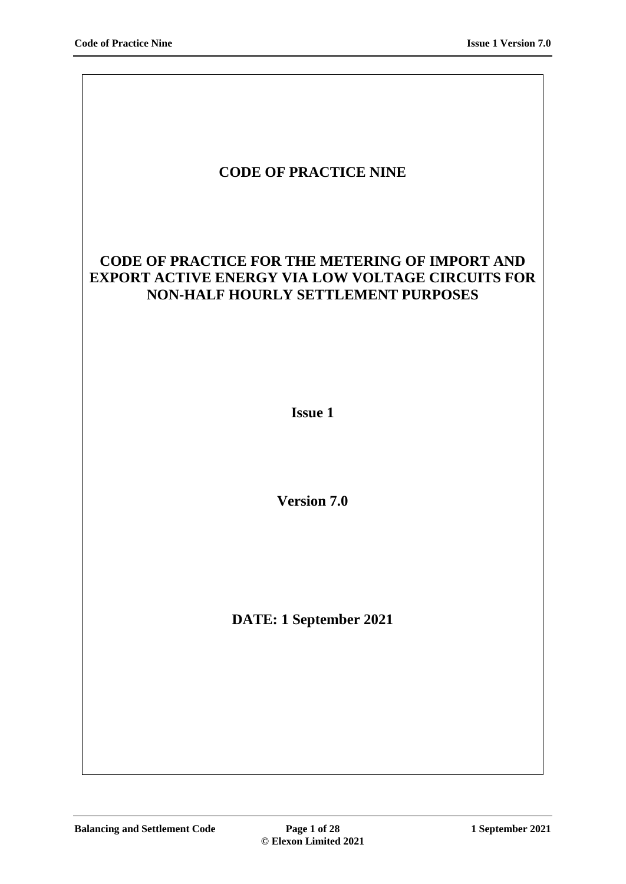# CODE OF PRACTICE NINE

## CODE OF PRACTICE FOR THE METERING OF IMPORT AND EXPORT ACTIVE ENERGY VIA LOW VOLTAGE CIRCUITS FOR NON-HALF HOURLY SETTLEMENT PURPOSES

**Issue 1**

**Version 7.0**

**DATE: 1 September 2021**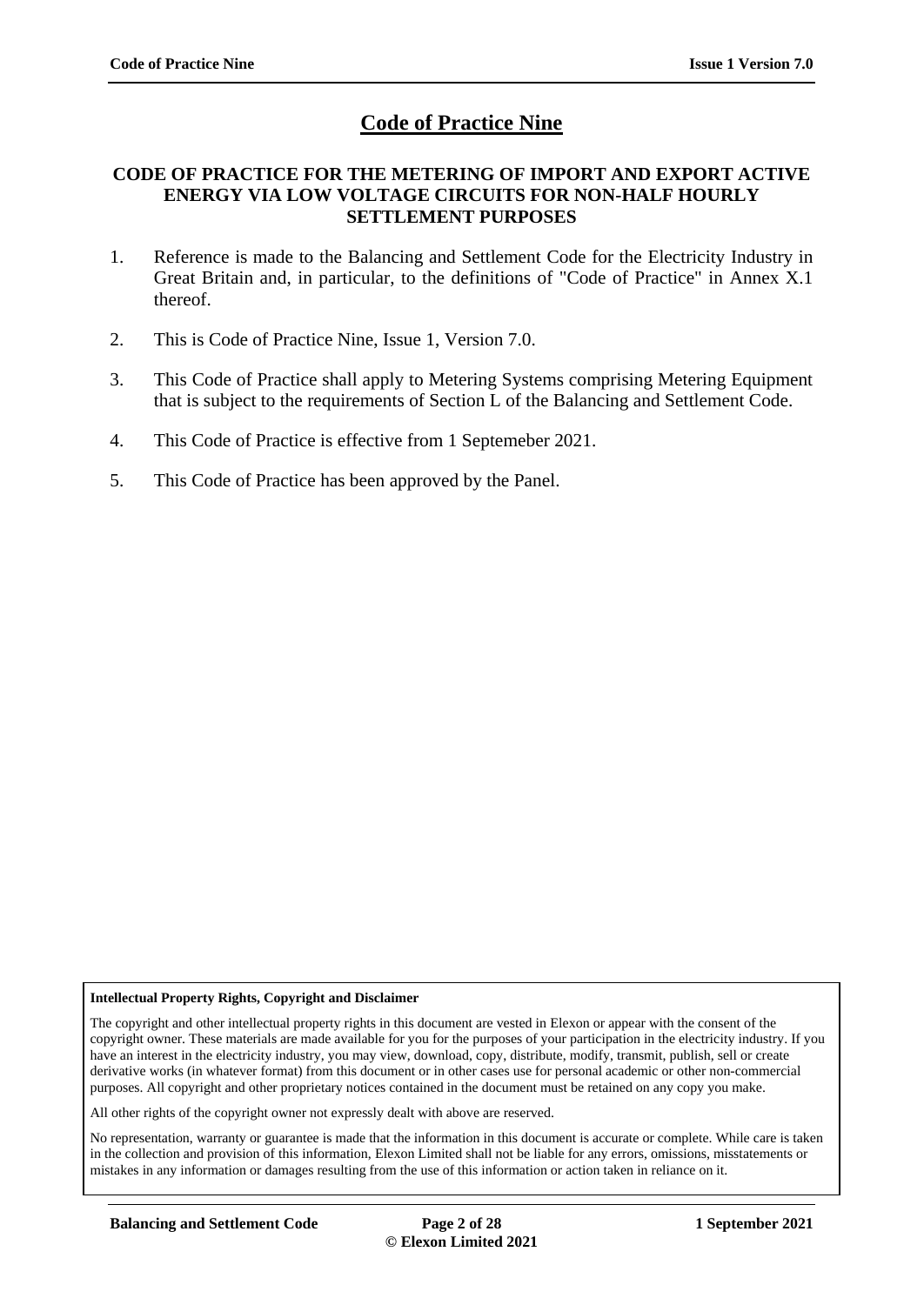# Code of Practice Nine

**CODE OF PRACTICE FOR THE METERING OF IMPORT AND EXPORT ACTIVE ENERGY VIA LOW VOLTAGE CIRCUITS FOR NON-HALF HOURLY SETTLEMENT PURPOSES**

1. Reference is made to the Balancing and Settlement Code for the Electricity Industry in Great Britain and, in particular, to the definitions of "Code of Practice" in Annex X.1 thereof.

2. This is Code of Practice Nine, Issue 1, Version 7.0.

3. This Code of Practice shall apply to Metering Systems comprising Metering Equipment that is subject to the requirements of Section L of the Balancing and Settlement Code.

4. This Code of Practice is effective from 1 Septemeber 2021.

5. This Code of Practice has been approved by the Panel.

**Intellectual Property Rights, Copyright and Disclaimer**

The copyright and other intellectual property rights in this document are vested in Elexon or appear with the consent of the copyright owner. These materials are made available for you for the purposes of your participation in the electricity industry. If you have an interest in the electricity industry, you may view, download, copy, distribute, modify, transmit, publish, sell or create derivative works (in whatever format) from this document or in other cases use for personal academic or other non-commercial purposes. All copyright and other proprietary notices contained in the document must be retained on any copy you make.

All other rights of the copyright owner not expressly dealt with above are reserved.

No representation, warranty or guarantee is made that the information in this document is accurate or complete. While care is taken in the collection and provision of this information, Elexon Limited shall not be liable for any errors, omissions, misstatements or mistakes in any information or damages resulting from the use of this information or action taken in reliance on it.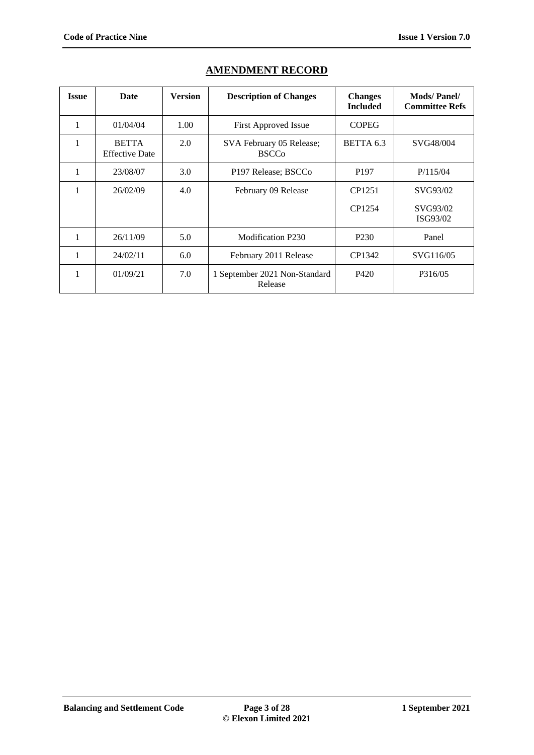## AMENDMENT RECORD

| Issue | Date | Version | Description of Changes | Changes Included | Mods/ Panel/ Committee Refs |
|---|---|---|---|---|---|
| 1 | 01/04/04 | 1.00 | First Approved Issue | COPEG | |
| 1 | BETTA Effective Date | 2.0 | SVA February 05 Release; BSCCo | BETTA 6.3 | SVG48/004 |
| 1 | 23/08/07 | 3.0 | P197 Release; BSCCo | P197 | P/115/04 |
| 1 | 26/02/09 | 4.0 | February 09 Release | CP1251 | SVG93/02 |
| | | | | CP1254 | SVG93/02 ISG93/02 |
| 1 | 26/11/09 | 5.0 | Modification P230 | P230 | Panel |
| 1 | 24/02/11 | 6.0 | February 2011 Release | CP1342 | SVG116/05 |
| 1 | 01/09/21 | 7.0 | 1 September 2021 Non-Standard Release | P420 | P316/05 |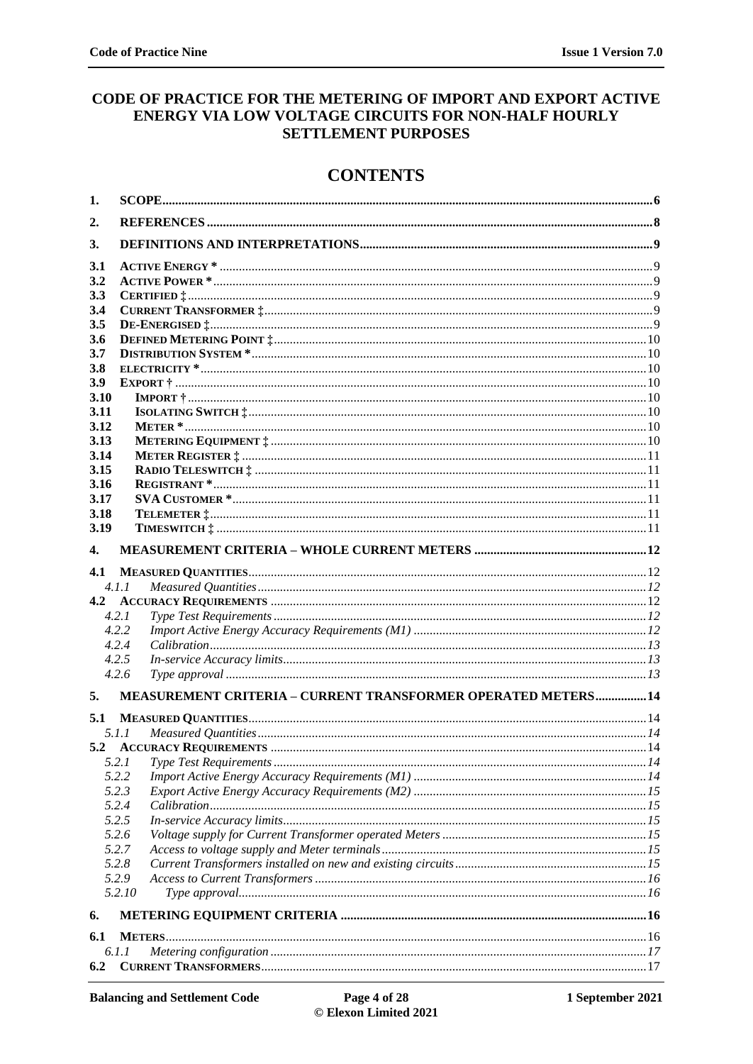# CODE OF PRACTICE FOR THE METERING OF IMPORT AND EXPORT ACTIVE ENERGY VIA LOW VOLTAGE CIRCUITS FOR NON-HALF HOURLY SETTLEMENT PURPOSES

## CONTENTS

**1. SCOPE** ..... 6

**2. REFERENCES** ..... 8

**3. DEFINITIONS AND INTERPRETATIONS** ..... 9

**3.1 ACTIVE ENERGY \*** ..... 9
**3.2 ACTIVE POWER \*** ..... 9
**3.3 CERTIFIED ‡** ..... 9
**3.4 CURRENT TRANSFORMER ‡** ..... 9
**3.5 DE-ENERGISED ‡** ..... 9
**3.6 DEFINED METERING POINT ‡** ..... 10
**3.7 DISTRIBUTION SYSTEM \*** ..... 10
**3.8 ELECTRICITY \*** ..... 10
**3.9 EXPORT †** ..... 10
**3.10 IMPORT †** ..... 10
**3.11 ISOLATING SWITCH ‡** ..... 10
**3.12 METER \*** ..... 10
**3.13 METERING EQUIPMENT ‡** ..... 10
**3.14 METER REGISTER ‡** ..... 11
**3.15 RADIO TELESWITCH ‡** ..... 11
**3.16 REGISTRANT \*** ..... 11
**3.17 SVA CUSTOMER \*** ..... 11
**3.18 TELEMETER ‡** ..... 11
**3.19 TIMESWITCH ‡** ..... 11

**4. MEASUREMENT CRITERIA – WHOLE CURRENT METERS** ..... 12

**4.1 MEASURED QUANTITIES** ..... 12
*4.1.1 Measured Quantities* ..... 12
**4.2 ACCURACY REQUIREMENTS** ..... 12
*4.2.1 Type Test Requirements* ..... 12
*4.2.2 Import Active Energy Accuracy Requirements (M1)* ..... 12
*4.2.4 Calibration* ..... 13
*4.2.5 In-service Accuracy limits* ..... 13
*4.2.6 Type approval* ..... 13

**5. MEASUREMENT CRITERIA – CURRENT TRANSFORMER OPERATED METERS** ..... 14

**5.1 MEASURED QUANTITIES** ..... 14
*5.1.1 Measured Quantities* ..... 14
**5.2 ACCURACY REQUIREMENTS** ..... 14
*5.2.1 Type Test Requirements* ..... 14
*5.2.2 Import Active Energy Accuracy Requirements (M1)* ..... 14
*5.2.3 Export Active Energy Accuracy Requirements (M2)* ..... 15
*5.2.4 Calibration* ..... 15
*5.2.5 In-service Accuracy limits* ..... 15
*5.2.6 Voltage supply for Current Transformer operated Meters* ..... 15
*5.2.7 Access to voltage supply and Meter terminals* ..... 15
*5.2.8 Current Transformers installed on new and existing circuits* ..... 15
*5.2.9 Access to Current Transformers* ..... 16
*5.2.10 Type approval* ..... 16

**6. METERING EQUIPMENT CRITERIA** ..... 16

**6.1 METERS** ..... 16
*6.1.1 Metering configuration* ..... 17
**6.2 CURRENT TRANSFORMERS** ..... 17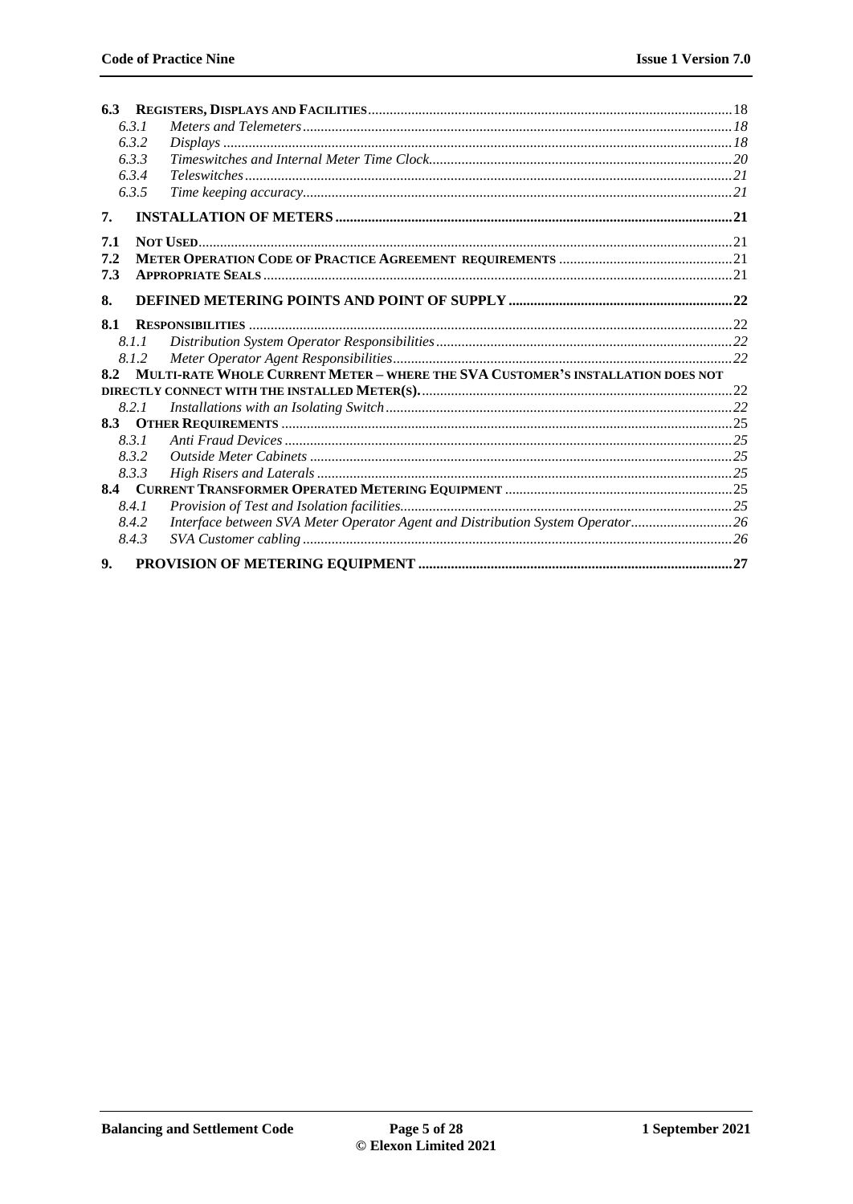**6.3 REGISTERS, DISPLAYS AND FACILITIES** ..... 18

*6.3.1 Meters and Telemeters* ..... 18

*6.3.2 Displays* ..... 18

*6.3.3 Timeswitches and Internal Meter Time Clock* ..... 20

*6.3.4 Teleswitches* ..... 21

*6.3.5 Time keeping accuracy* ..... 21

**7. INSTALLATION OF METERS** ..... 21

**7.1 NOT USED** ..... 21

**7.2 METER OPERATION CODE OF PRACTICE AGREEMENT REQUIREMENTS** ..... 21

**7.3 APPROPRIATE SEALS** ..... 21

**8. DEFINED METERING POINTS AND POINT OF SUPPLY** ..... 22

**8.1 RESPONSIBILITIES** ..... 22

*8.1.1 Distribution System Operator Responsibilities* ..... 22

*8.1.2 Meter Operator Agent Responsibilities* ..... 22

**8.2 MULTI-RATE WHOLE CURRENT METER – WHERE THE SVA CUSTOMER'S INSTALLATION DOES NOT DIRECTLY CONNECT WITH THE INSTALLED METER(S).** ..... 22

*8.2.1 Installations with an Isolating Switch* ..... 22

**8.3 OTHER REQUIREMENTS** ..... 25

*8.3.1 Anti Fraud Devices* ..... 25

*8.3.2 Outside Meter Cabinets* ..... 25

*8.3.3 High Risers and Laterals* ..... 25

**8.4 CURRENT TRANSFORMER OPERATED METERING EQUIPMENT** ..... 25

*8.4.1 Provision of Test and Isolation facilities* ..... 25

*8.4.2 Interface between SVA Meter Operator Agent and Distribution System Operator* ..... 26

*8.4.3 SVA Customer cabling* ..... 26

**9. PROVISION OF METERING EQUIPMENT** ..... 27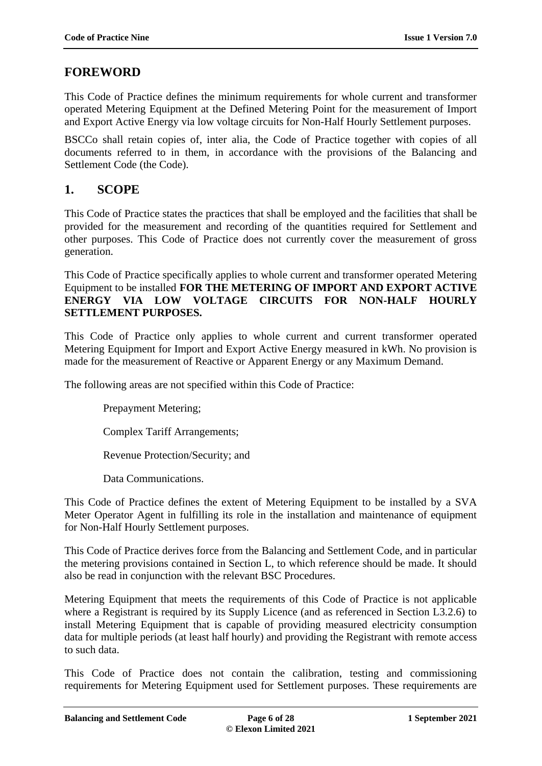## FOREWORD

This Code of Practice defines the minimum requirements for whole current and transformer operated Metering Equipment at the Defined Metering Point for the measurement of Import and Export Active Energy via low voltage circuits for Non-Half Hourly Settlement purposes.

BSCCo shall retain copies of, inter alia, the Code of Practice together with copies of all documents referred to in them, in accordance with the provisions of the Balancing and Settlement Code (the Code).

## 1. SCOPE

This Code of Practice states the practices that shall be employed and the facilities that shall be provided for the measurement and recording of the quantities required for Settlement and other purposes. This Code of Practice does not currently cover the measurement of gross generation.

This Code of Practice specifically applies to whole current and transformer operated Metering Equipment to be installed **FOR THE METERING OF IMPORT AND EXPORT ACTIVE ENERGY VIA LOW VOLTAGE CIRCUITS FOR NON-HALF HOURLY SETTLEMENT PURPOSES.**

This Code of Practice only applies to whole current and current transformer operated Metering Equipment for Import and Export Active Energy measured in kWh. No provision is made for the measurement of Reactive or Apparent Energy or any Maximum Demand.

The following areas are not specified within this Code of Practice:

Prepayment Metering;

Complex Tariff Arrangements;

Revenue Protection/Security; and

Data Communications.

This Code of Practice defines the extent of Metering Equipment to be installed by a SVA Meter Operator Agent in fulfilling its role in the installation and maintenance of equipment for Non-Half Hourly Settlement purposes.

This Code of Practice derives force from the Balancing and Settlement Code, and in particular the metering provisions contained in Section L, to which reference should be made. It should also be read in conjunction with the relevant BSC Procedures.

Metering Equipment that meets the requirements of this Code of Practice is not applicable where a Registrant is required by its Supply Licence (and as referenced in Section L3.2.6) to install Metering Equipment that is capable of providing measured electricity consumption data for multiple periods (at least half hourly) and providing the Registrant with remote access to such data.

This Code of Practice does not contain the calibration, testing and commissioning requirements for Metering Equipment used for Settlement purposes. These requirements are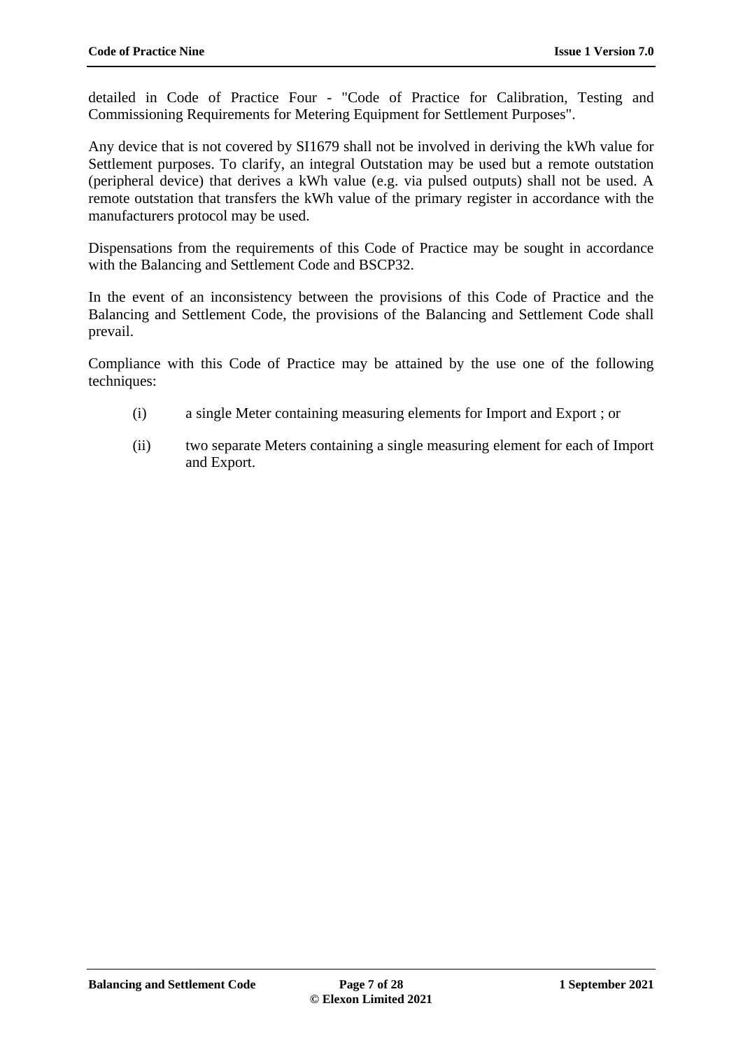detailed in Code of Practice Four - "Code of Practice for Calibration, Testing and Commissioning Requirements for Metering Equipment for Settlement Purposes".

Any device that is not covered by SI1679 shall not be involved in deriving the kWh value for Settlement purposes. To clarify, an integral Outstation may be used but a remote outstation (peripheral device) that derives a kWh value (e.g. via pulsed outputs) shall not be used. A remote outstation that transfers the kWh value of the primary register in accordance with the manufacturers protocol may be used.

Dispensations from the requirements of this Code of Practice may be sought in accordance with the Balancing and Settlement Code and BSCP32.

In the event of an inconsistency between the provisions of this Code of Practice and the Balancing and Settlement Code, the provisions of the Balancing and Settlement Code shall prevail.

Compliance with this Code of Practice may be attained by the use one of the following techniques:

(i) a single Meter containing measuring elements for Import and Export ; or

(ii) two separate Meters containing a single measuring element for each of Import and Export.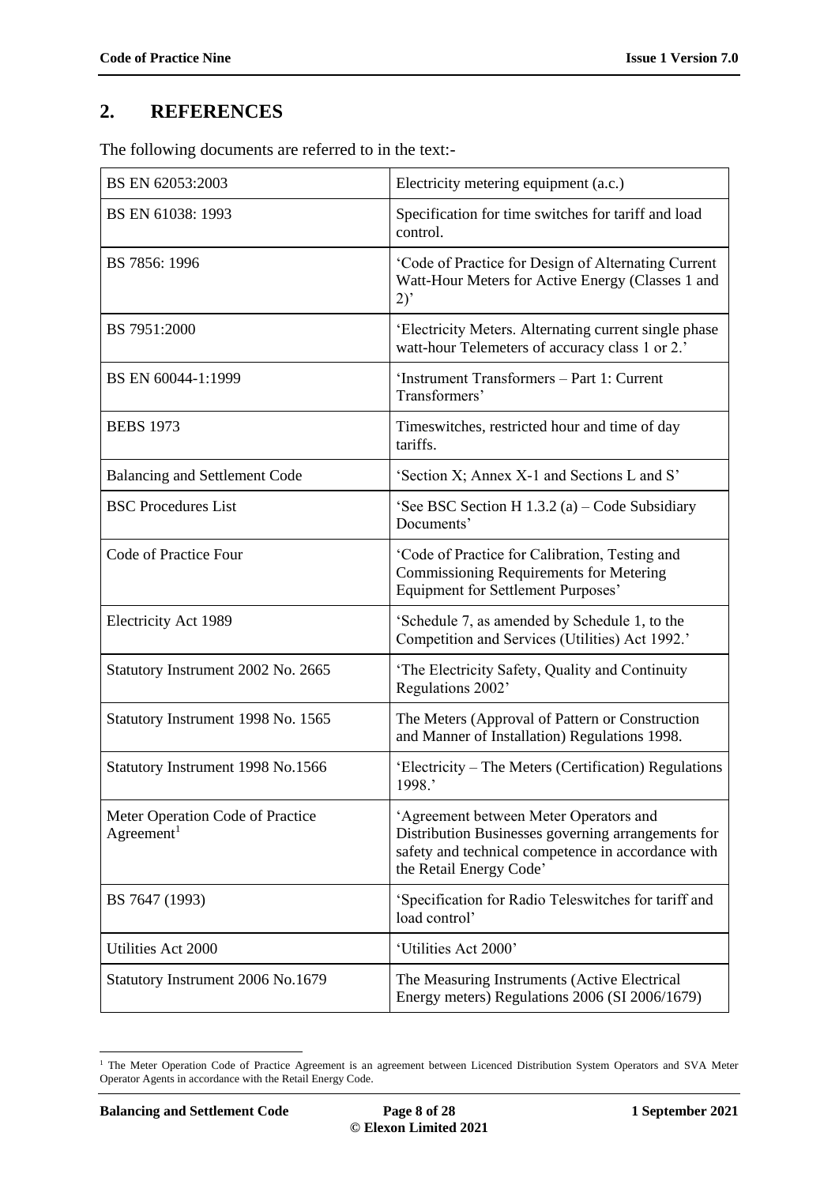## 2. REFERENCES

The following documents are referred to in the text:-

| | |
|---|---|
| BS EN 62053:2003 | Electricity metering equipment (a.c.) |
| BS EN 61038: 1993 | Specification for time switches for tariff and load control. |
| BS 7856: 1996 | 'Code of Practice for Design of Alternating Current Watt-Hour Meters for Active Energy (Classes 1 and 2)' |
| BS 7951:2000 | 'Electricity Meters. Alternating current single phase watt-hour Telemeters of accuracy class 1 or 2.' |
| BS EN 60044-1:1999 | 'Instrument Transformers – Part 1: Current Transformers' |
| BEBS 1973 | Timeswitches, restricted hour and time of day tariffs. |
| Balancing and Settlement Code | 'Section X; Annex X-1 and Sections L and S' |
| BSC Procedures List | 'See BSC Section H 1.3.2 (a) – Code Subsidiary Documents' |
| Code of Practice Four | 'Code of Practice for Calibration, Testing and Commissioning Requirements for Metering Equipment for Settlement Purposes' |
| Electricity Act 1989 | 'Schedule 7, as amended by Schedule 1, to the Competition and Services (Utilities) Act 1992.' |
| Statutory Instrument 2002 No. 2665 | 'The Electricity Safety, Quality and Continuity Regulations 2002' |
| Statutory Instrument 1998 No. 1565 | The Meters (Approval of Pattern or Construction and Manner of Installation) Regulations 1998. |
| Statutory Instrument 1998 No.1566 | 'Electricity – The Meters (Certification) Regulations 1998.' |
| Meter Operation Code of Practice Agreement[1] | 'Agreement between Meter Operators and Distribution Businesses governing arrangements for safety and technical competence in accordance with the Retail Energy Code' |
| BS 7647 (1993) | 'Specification for Radio Teleswitches for tariff and load control' |
| Utilities Act 2000 | 'Utilities Act 2000' |
| Statutory Instrument 2006 No.1679 | The Measuring Instruments (Active Electrical Energy meters) Regulations 2006 (SI 2006/1679) |

[1] The Meter Operation Code of Practice Agreement is an agreement between Licenced Distribution System Operators and SVA Meter Operator Agents in accordance with the Retail Energy Code.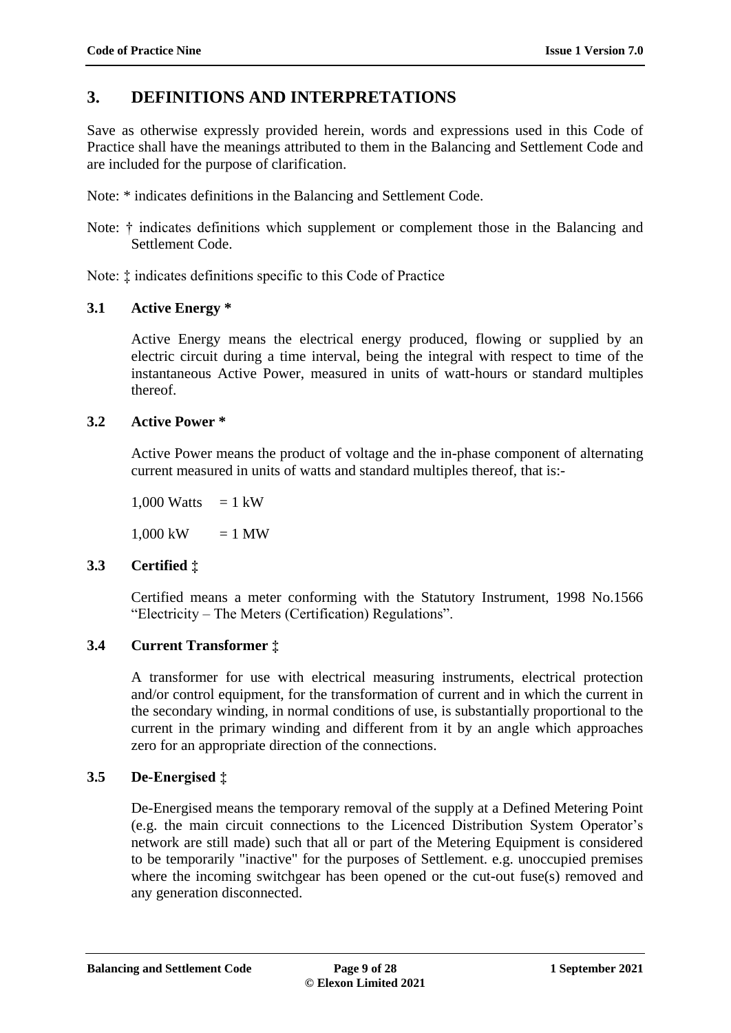# 3. DEFINITIONS AND INTERPRETATIONS

Save as otherwise expressly provided herein, words and expressions used in this Code of Practice shall have the meanings attributed to them in the Balancing and Settlement Code and are included for the purpose of clarification.

Note: * indicates definitions in the Balancing and Settlement Code.

Note: † indicates definitions which supplement or complement those in the Balancing and Settlement Code.

Note: ‡ indicates definitions specific to this Code of Practice

## 3.1 Active Energy *

Active Energy means the electrical energy produced, flowing or supplied by an electric circuit during a time interval, being the integral with respect to time of the instantaneous Active Power, measured in units of watt-hours or standard multiples thereof.

## 3.2 Active Power *

Active Power means the product of voltage and the in-phase component of alternating current measured in units of watts and standard multiples thereof, that is:-

1,000 Watts = 1 kW

1,000 kW = 1 MW

## 3.3 Certified ‡

Certified means a meter conforming with the Statutory Instrument, 1998 No.1566 "Electricity – The Meters (Certification) Regulations".

## 3.4 Current Transformer ‡

A transformer for use with electrical measuring instruments, electrical protection and/or control equipment, for the transformation of current and in which the current in the secondary winding, in normal conditions of use, is substantially proportional to the current in the primary winding and different from it by an angle which approaches zero for an appropriate direction of the connections.

## 3.5 De-Energised ‡

De-Energised means the temporary removal of the supply at a Defined Metering Point (e.g. the main circuit connections to the Licenced Distribution System Operator's network are still made) such that all or part of the Metering Equipment is considered to be temporarily "inactive" for the purposes of Settlement. e.g. unoccupied premises where the incoming switchgear has been opened or the cut-out fuse(s) removed and any generation disconnected.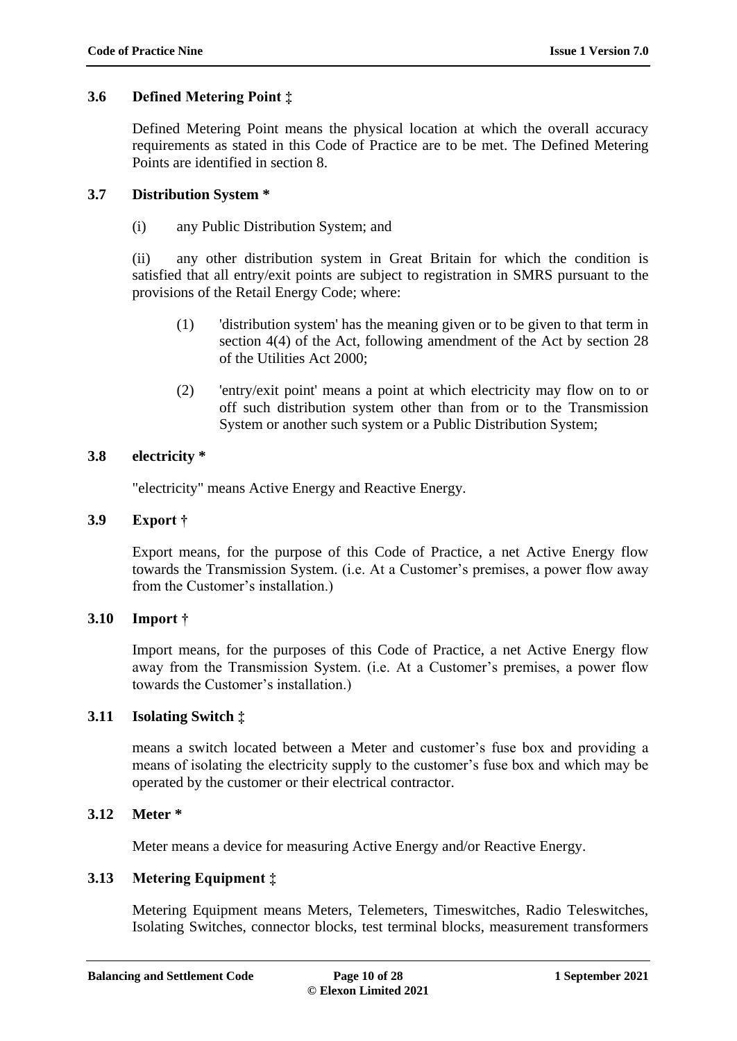### 3.6 Defined Metering Point ‡

Defined Metering Point means the physical location at which the overall accuracy requirements as stated in this Code of Practice are to be met. The Defined Metering Points are identified in section 8.

### 3.7 Distribution System *

(i) any Public Distribution System; and

(ii) any other distribution system in Great Britain for which the condition is satisfied that all entry/exit points are subject to registration in SMRS pursuant to the provisions of the Retail Energy Code; where:

> (1) 'distribution system' has the meaning given or to be given to that term in section 4(4) of the Act, following amendment of the Act by section 28 of the Utilities Act 2000;
>
> (2) 'entry/exit point' means a point at which electricity may flow on to or off such distribution system other than from or to the Transmission System or another such system or a Public Distribution System;

### 3.8 electricity *

"electricity" means Active Energy and Reactive Energy.

### 3.9 Export †

Export means, for the purpose of this Code of Practice, a net Active Energy flow towards the Transmission System. (i.e. At a Customer's premises, a power flow away from the Customer's installation.)

### 3.10 Import †

Import means, for the purposes of this Code of Practice, a net Active Energy flow away from the Transmission System. (i.e. At a Customer's premises, a power flow towards the Customer's installation.)

### 3.11 Isolating Switch ‡

means a switch located between a Meter and customer's fuse box and providing a means of isolating the electricity supply to the customer's fuse box and which may be operated by the customer or their electrical contractor.

### 3.12 Meter *

Meter means a device for measuring Active Energy and/or Reactive Energy.

### 3.13 Metering Equipment ‡

Metering Equipment means Meters, Telemeters, Timeswitches, Radio Teleswitches, Isolating Switches, connector blocks, test terminal blocks, measurement transformers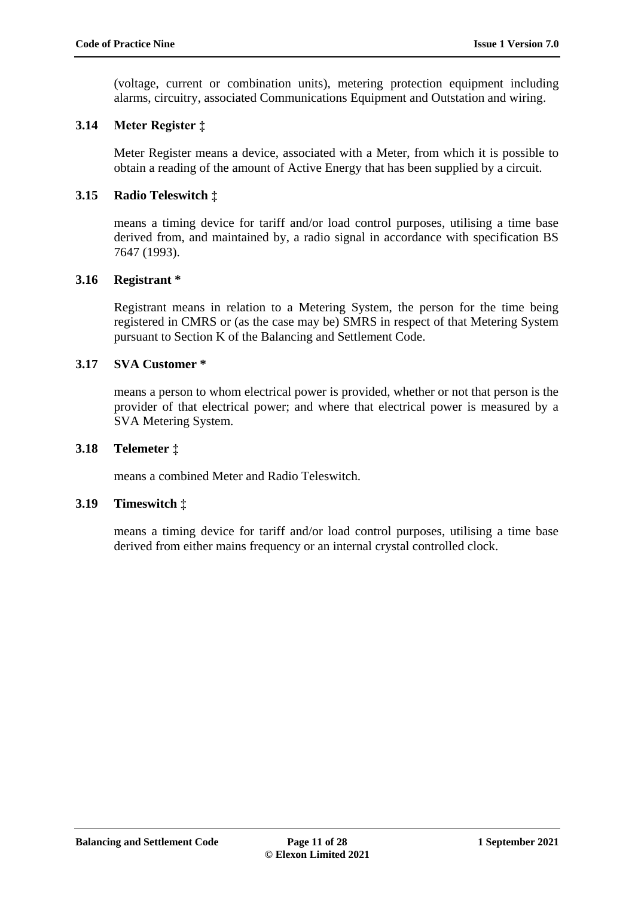(voltage, current or combination units), metering protection equipment including alarms, circuitry, associated Communications Equipment and Outstation and wiring.

### 3.14 Meter Register ‡

Meter Register means a device, associated with a Meter, from which it is possible to obtain a reading of the amount of Active Energy that has been supplied by a circuit.

### 3.15 Radio Teleswitch ‡

means a timing device for tariff and/or load control purposes, utilising a time base derived from, and maintained by, a radio signal in accordance with specification BS 7647 (1993).

### 3.16 Registrant *

Registrant means in relation to a Metering System, the person for the time being registered in CMRS or (as the case may be) SMRS in respect of that Metering System pursuant to Section K of the Balancing and Settlement Code.

### 3.17 SVA Customer *

means a person to whom electrical power is provided, whether or not that person is the provider of that electrical power; and where that electrical power is measured by a SVA Metering System.

### 3.18 Telemeter ‡

means a combined Meter and Radio Teleswitch.

### 3.19 Timeswitch ‡

means a timing device for tariff and/or load control purposes, utilising a time base derived from either mains frequency or an internal crystal controlled clock.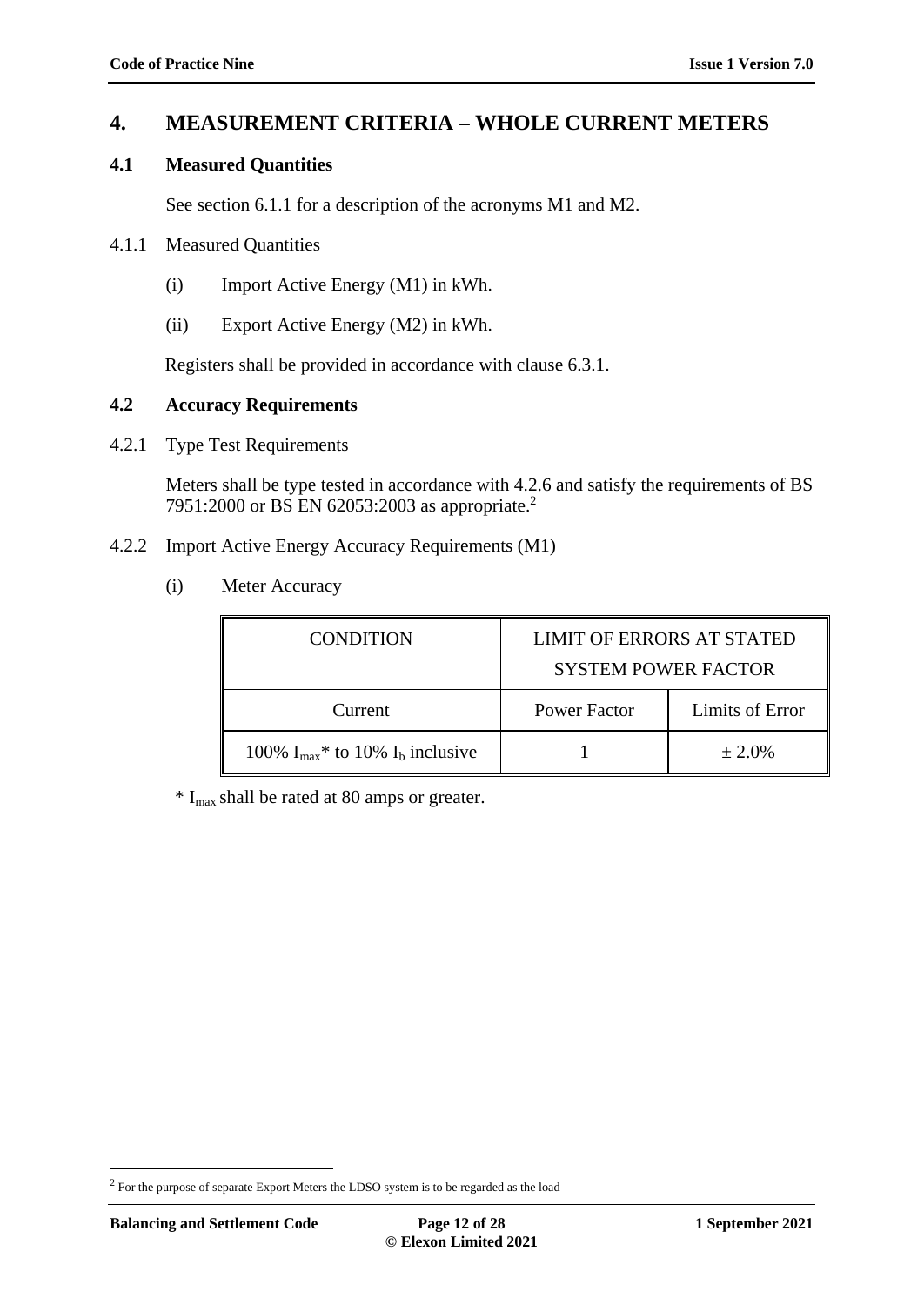# 4. MEASUREMENT CRITERIA – WHOLE CURRENT METERS

## 4.1 Measured Quantities

See section 6.1.1 for a description of the acronyms M1 and M2.

4.1.1 Measured Quantities

(i) Import Active Energy (M1) in kWh.

(ii) Export Active Energy (M2) in kWh.

Registers shall be provided in accordance with clause 6.3.1.

## 4.2 Accuracy Requirements

4.2.1 Type Test Requirements

Meters shall be type tested in accordance with 4.2.6 and satisfy the requirements of BS 7951:2000 or BS EN 62053:2003 as appropriate.[2]

4.2.2 Import Active Energy Accuracy Requirements (M1)

(i) Meter Accuracy

| CONDITION | LIMIT OF ERRORS AT STATED SYSTEM POWER FACTOR | |
|---|---|---|
| Current | Power Factor | Limits of Error |
| 100% $I_{max}$* to 10% $I_b$ inclusive | 1 | ± 2.0% |

* $I_{max}$ shall be rated at 80 amps or greater.

[2] For the purpose of separate Export Meters the LDSO system is to be regarded as the load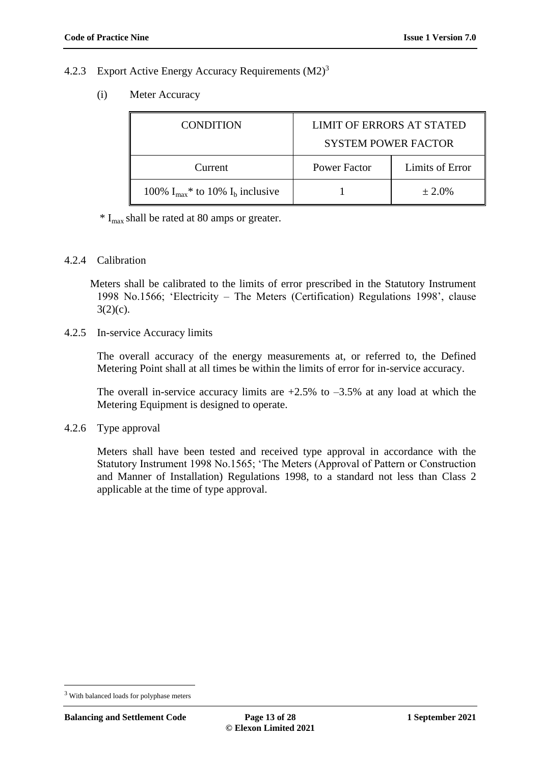### 4.2.3 Export Active Energy Accuracy Requirements (M2)[3]

(i) Meter Accuracy

| CONDITION | LIMIT OF ERRORS AT STATED SYSTEM POWER FACTOR | |
|---|---|---|
| Current | Power Factor | Limits of Error |
| 100% $I_{max}$* to 10% $I_b$ inclusive | 1 | ± 2.0% |

\* $I_{max}$ shall be rated at 80 amps or greater.

### 4.2.4 Calibration

Meters shall be calibrated to the limits of error prescribed in the Statutory Instrument 1998 No.1566; 'Electricity – The Meters (Certification) Regulations 1998', clause 3(2)(c).

### 4.2.5 In-service Accuracy limits

The overall accuracy of the energy measurements at, or referred to, the Defined Metering Point shall at all times be within the limits of error for in-service accuracy.

The overall in-service accuracy limits are +2.5% to –3.5% at any load at which the Metering Equipment is designed to operate.

### 4.2.6 Type approval

Meters shall have been tested and received type approval in accordance with the Statutory Instrument 1998 No.1565; 'The Meters (Approval of Pattern or Construction and Manner of Installation) Regulations 1998, to a standard not less than Class 2 applicable at the time of type approval.

---

[3] With balanced loads for polyphase meters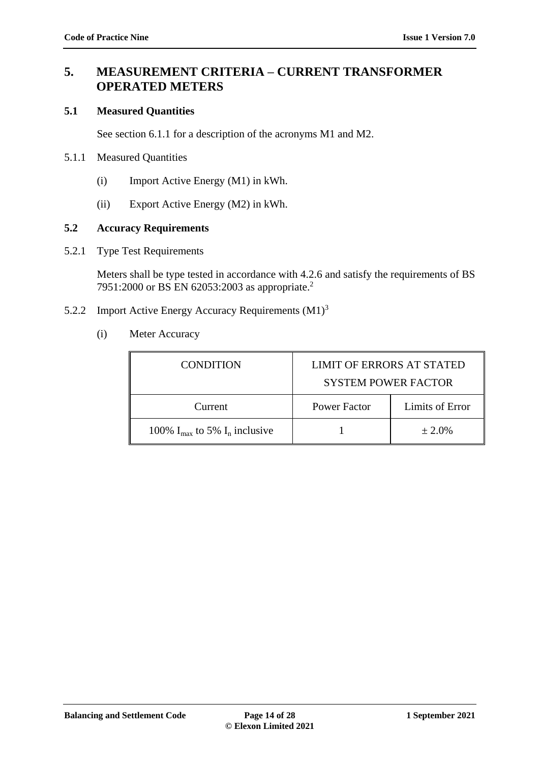# 5. MEASUREMENT CRITERIA – CURRENT TRANSFORMER OPERATED METERS

## 5.1 Measured Quantities

See section 6.1.1 for a description of the acronyms M1 and M2.

5.1.1 Measured Quantities

(i) Import Active Energy (M1) in kWh.

(ii) Export Active Energy (M2) in kWh.

## 5.2 Accuracy Requirements

5.2.1 Type Test Requirements

Meters shall be type tested in accordance with 4.2.6 and satisfy the requirements of BS 7951:2000 or BS EN 62053:2003 as appropriate.[2]

5.2.2 Import Active Energy Accuracy Requirements (M1)[3]

(i) Meter Accuracy

| CONDITION | LIMIT OF ERRORS AT STATED SYSTEM POWER FACTOR | |
|---|---|---|
| Current | Power Factor | Limits of Error |
| 100% $I_{max}$ to 5% $I_n$ inclusive | 1 | ± 2.0% |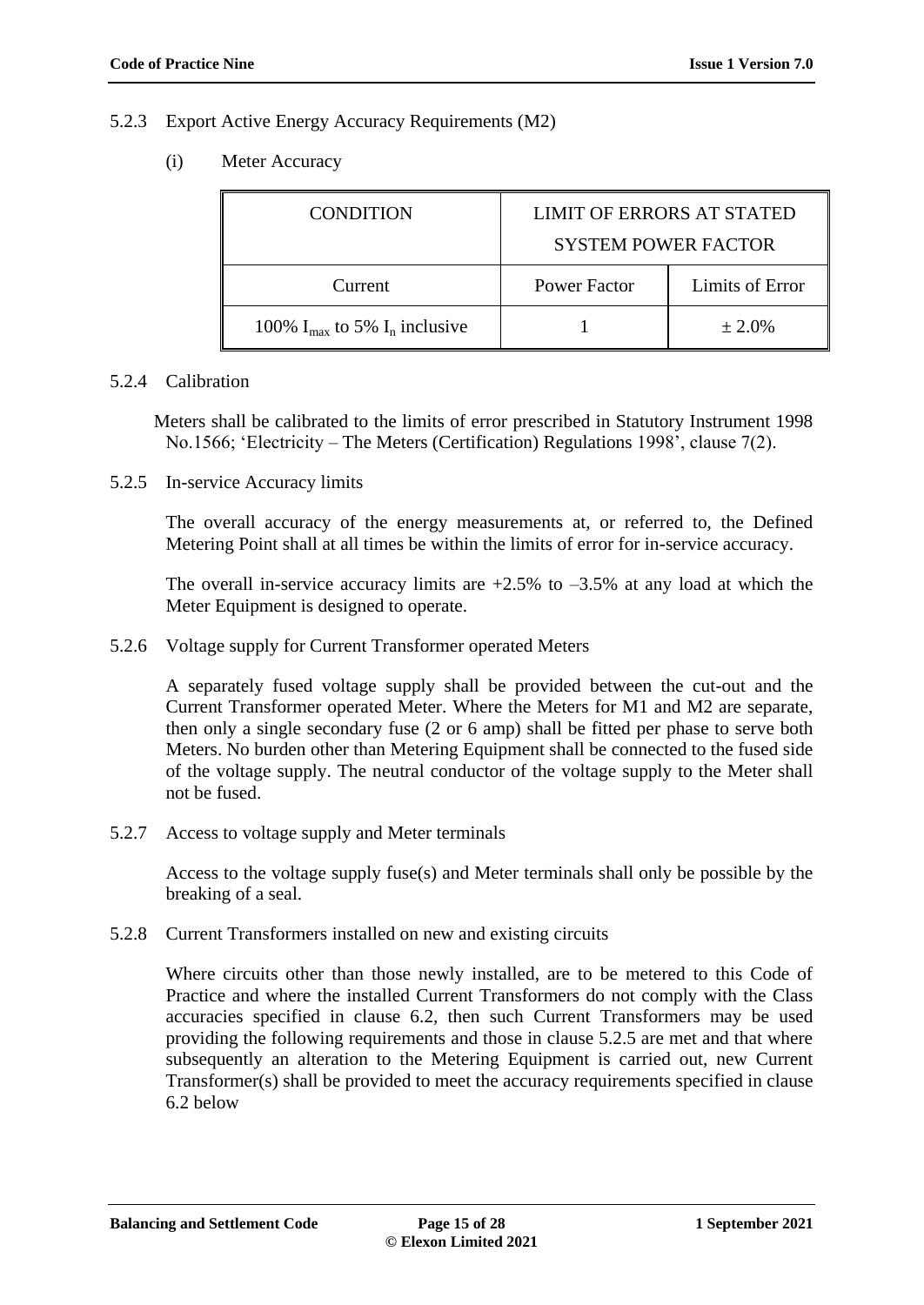5.2.3 Export Active Energy Accuracy Requirements (M2)

(i) Meter Accuracy

| CONDITION | LIMIT OF ERRORS AT STATED SYSTEM POWER FACTOR | |
|---|---|---|
| Current | Power Factor | Limits of Error |
| 100% $I_{max}$ to 5% $I_n$ inclusive | 1 | ± 2.0% |

5.2.4 Calibration

Meters shall be calibrated to the limits of error prescribed in Statutory Instrument 1998 No.1566; 'Electricity – The Meters (Certification) Regulations 1998', clause 7(2).

5.2.5 In-service Accuracy limits

The overall accuracy of the energy measurements at, or referred to, the Defined Metering Point shall at all times be within the limits of error for in-service accuracy.

The overall in-service accuracy limits are +2.5% to –3.5% at any load at which the Meter Equipment is designed to operate.

5.2.6 Voltage supply for Current Transformer operated Meters

A separately fused voltage supply shall be provided between the cut-out and the Current Transformer operated Meter. Where the Meters for M1 and M2 are separate, then only a single secondary fuse (2 or 6 amp) shall be fitted per phase to serve both Meters. No burden other than Metering Equipment shall be connected to the fused side of the voltage supply. The neutral conductor of the voltage supply to the Meter shall not be fused.

5.2.7 Access to voltage supply and Meter terminals

Access to the voltage supply fuse(s) and Meter terminals shall only be possible by the breaking of a seal.

5.2.8 Current Transformers installed on new and existing circuits

Where circuits other than those newly installed, are to be metered to this Code of Practice and where the installed Current Transformers do not comply with the Class accuracies specified in clause 6.2, then such Current Transformers may be used providing the following requirements and those in clause 5.2.5 are met and that where subsequently an alteration to the Metering Equipment is carried out, new Current Transformer(s) shall be provided to meet the accuracy requirements specified in clause 6.2 below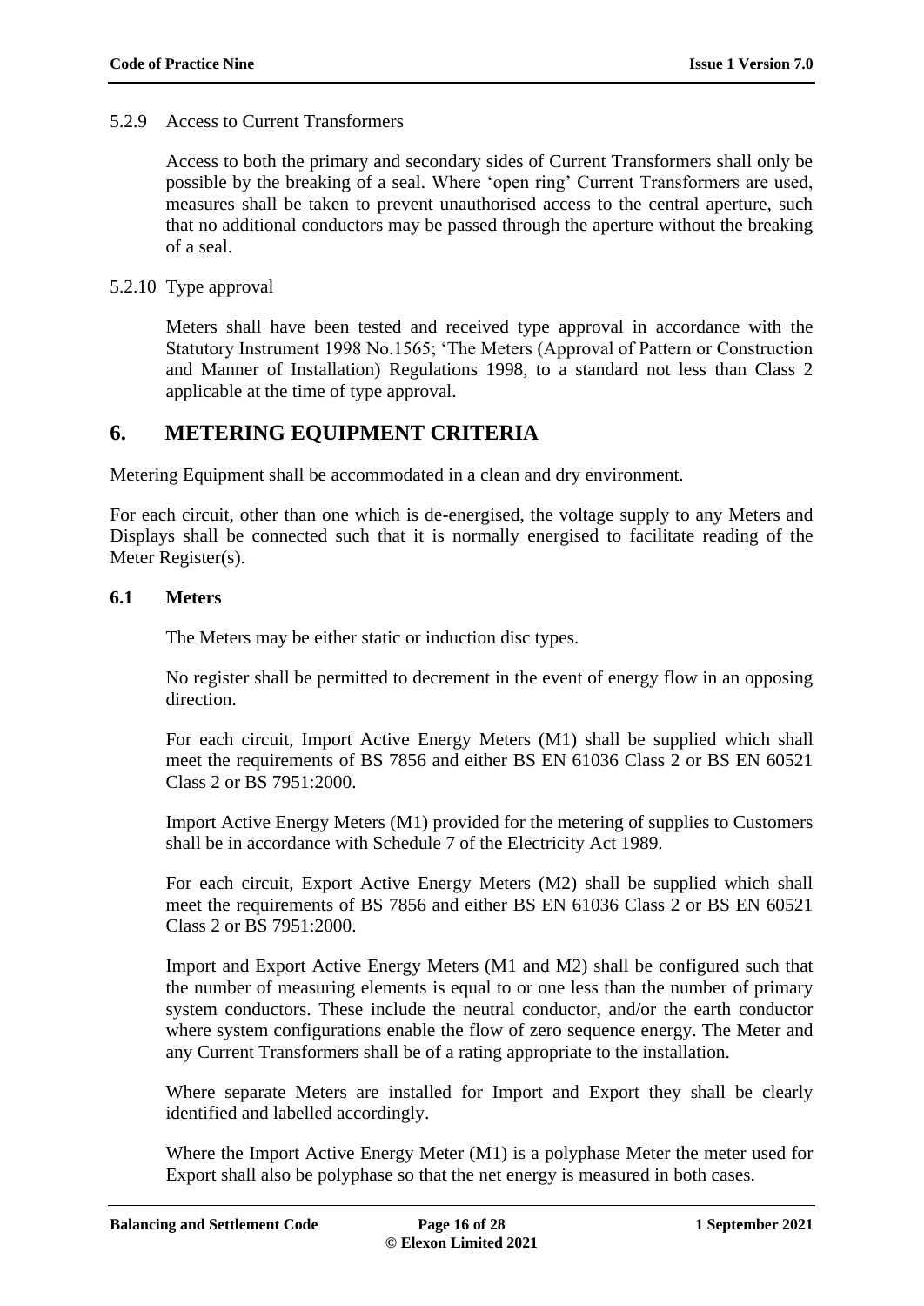5.2.9 Access to Current Transformers

Access to both the primary and secondary sides of Current Transformers shall only be possible by the breaking of a seal. Where 'open ring' Current Transformers are used, measures shall be taken to prevent unauthorised access to the central aperture, such that no additional conductors may be passed through the aperture without the breaking of a seal.

5.2.10 Type approval

Meters shall have been tested and received type approval in accordance with the Statutory Instrument 1998 No.1565; 'The Meters (Approval of Pattern or Construction and Manner of Installation) Regulations 1998, to a standard not less than Class 2 applicable at the time of type approval.

## 6. METERING EQUIPMENT CRITERIA

Metering Equipment shall be accommodated in a clean and dry environment.

For each circuit, other than one which is de-energised, the voltage supply to any Meters and Displays shall be connected such that it is normally energised to facilitate reading of the Meter Register(s).

### 6.1 Meters

The Meters may be either static or induction disc types.

No register shall be permitted to decrement in the event of energy flow in an opposing direction.

For each circuit, Import Active Energy Meters (M1) shall be supplied which shall meet the requirements of BS 7856 and either BS EN 61036 Class 2 or BS EN 60521 Class 2 or BS 7951:2000.

Import Active Energy Meters (M1) provided for the metering of supplies to Customers shall be in accordance with Schedule 7 of the Electricity Act 1989.

For each circuit, Export Active Energy Meters (M2) shall be supplied which shall meet the requirements of BS 7856 and either BS EN 61036 Class 2 or BS EN 60521 Class 2 or BS 7951:2000.

Import and Export Active Energy Meters (M1 and M2) shall be configured such that the number of measuring elements is equal to or one less than the number of primary system conductors. These include the neutral conductor, and/or the earth conductor where system configurations enable the flow of zero sequence energy. The Meter and any Current Transformers shall be of a rating appropriate to the installation.

Where separate Meters are installed for Import and Export they shall be clearly identified and labelled accordingly.

Where the Import Active Energy Meter (M1) is a polyphase Meter the meter used for Export shall also be polyphase so that the net energy is measured in both cases.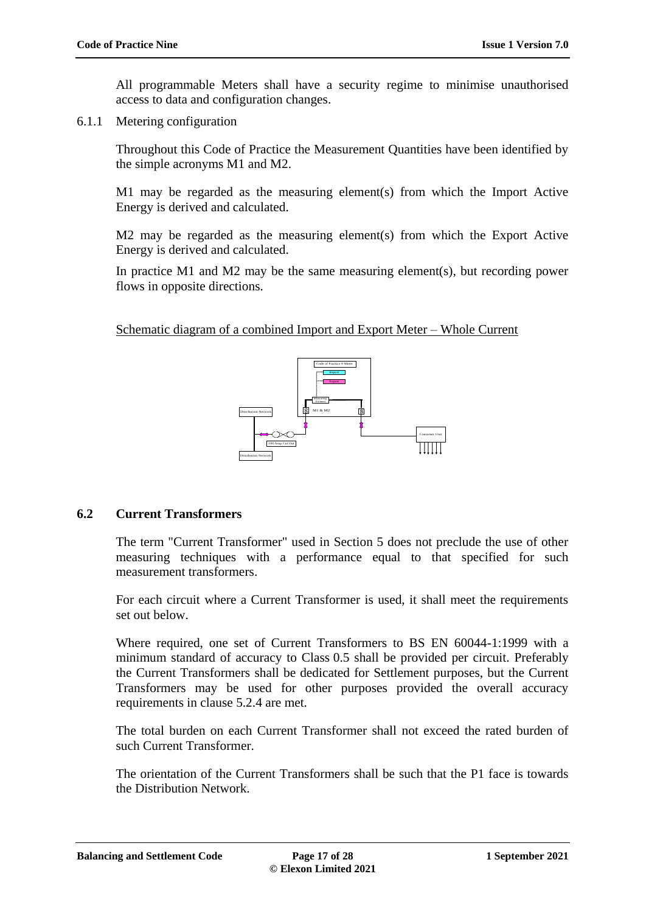All programmable Meters shall have a security regime to minimise unauthorised access to data and configuration changes.

### 6.1.1 Metering configuration

Throughout this Code of Practice the Measurement Quantities have been identified by the simple acronyms M1 and M2.

M1 may be regarded as the measuring element(s) from which the Import Active Energy is derived and calculated.

M2 may be regarded as the measuring element(s) from which the Export Active Energy is derived and calculated.

In practice M1 and M2 may be the same measuring element(s), but recording power flows in opposite directions.

Schematic diagram of a combined Import and Export Meter – Whole Current

## 6.2 Current Transformers

The term "Current Transformer" used in Section 5 does not preclude the use of other measuring techniques with a performance equal to that specified for such measurement transformers.

For each circuit where a Current Transformer is used, it shall meet the requirements set out below.

Where required, one set of Current Transformers to BS EN 60044-1:1999 with a minimum standard of accuracy to Class 0.5 shall be provided per circuit. Preferably the Current Transformers shall be dedicated for Settlement purposes, but the Current Transformers may be used for other purposes provided the overall accuracy requirements in clause 5.2.4 are met.

The total burden on each Current Transformer shall not exceed the rated burden of such Current Transformer.

The orientation of the Current Transformers shall be such that the P1 face is towards the Distribution Network.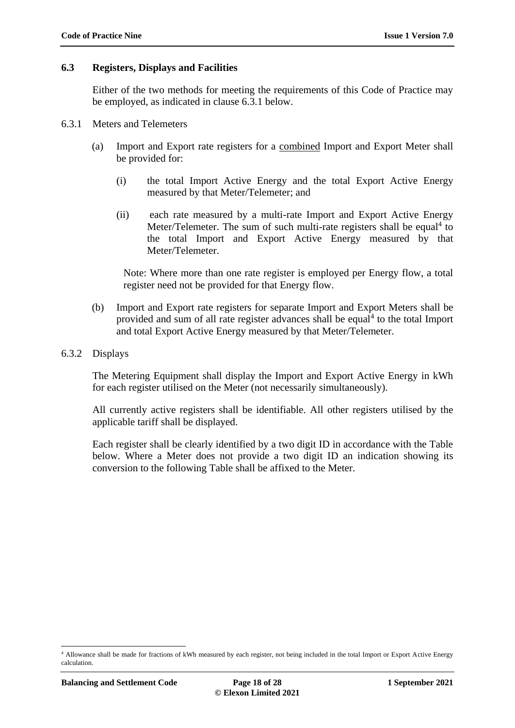## 6.3 Registers, Displays and Facilities

Either of the two methods for meeting the requirements of this Code of Practice may be employed, as indicated in clause 6.3.1 below.

6.3.1 Meters and Telemeters

(a) Import and Export rate registers for a combined Import and Export Meter shall be provided for:

(i) the total Import Active Energy and the total Export Active Energy measured by that Meter/Telemeter; and

(ii) each rate measured by a multi-rate Import and Export Active Energy Meter/Telemeter. The sum of such multi-rate registers shall be equal[4] to the total Import and Export Active Energy measured by that Meter/Telemeter.

Note: Where more than one rate register is employed per Energy flow, a total register need not be provided for that Energy flow.

(b) Import and Export rate registers for separate Import and Export Meters shall be provided and sum of all rate register advances shall be equal[4] to the total Import and total Export Active Energy measured by that Meter/Telemeter.

6.3.2 Displays

The Metering Equipment shall display the Import and Export Active Energy in kWh for each register utilised on the Meter (not necessarily simultaneously).

All currently active registers shall be identifiable. All other registers utilised by the applicable tariff shall be displayed.

Each register shall be clearly identified by a two digit ID in accordance with the Table below. Where a Meter does not provide a two digit ID an indication showing its conversion to the following Table shall be affixed to the Meter.

[4] Allowance shall be made for fractions of kWh measured by each register, not being included in the total Import or Export Active Energy calculation.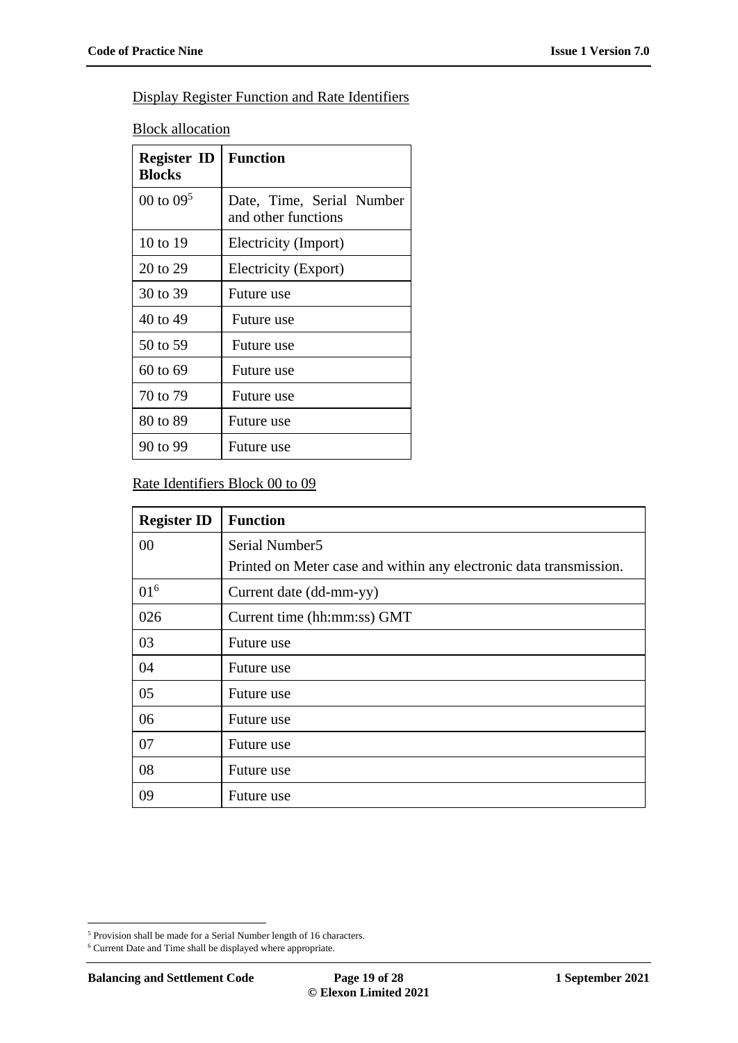Display Register Function and Rate Identifiers

Block allocation

| Register ID Blocks | Function |
|---|---|
| 00 to 09[5] | Date, Time, Serial Number and other functions |
| 10 to 19 | Electricity (Import) |
| 20 to 29 | Electricity (Export) |
| 30 to 39 | Future use |
| 40 to 49 | Future use |
| 50 to 59 | Future use |
| 60 to 69 | Future use |
| 70 to 79 | Future use |
| 80 to 89 | Future use |
| 90 to 99 | Future use |

Rate Identifiers Block 00 to 09

| Register ID | Function |
|---|---|
| 00 | Serial Number5<br>Printed on Meter case and within any electronic data transmission. |
| 01[6] | Current date (dd-mm-yy) |
| 026 | Current time (hh:mm:ss) GMT |
| 03 | Future use |
| 04 | Future use |
| 05 | Future use |
| 06 | Future use |
| 07 | Future use |
| 08 | Future use |
| 09 | Future use |

[5] Provision shall be made for a Serial Number length of 16 characters.

[6] Current Date and Time shall be displayed where appropriate.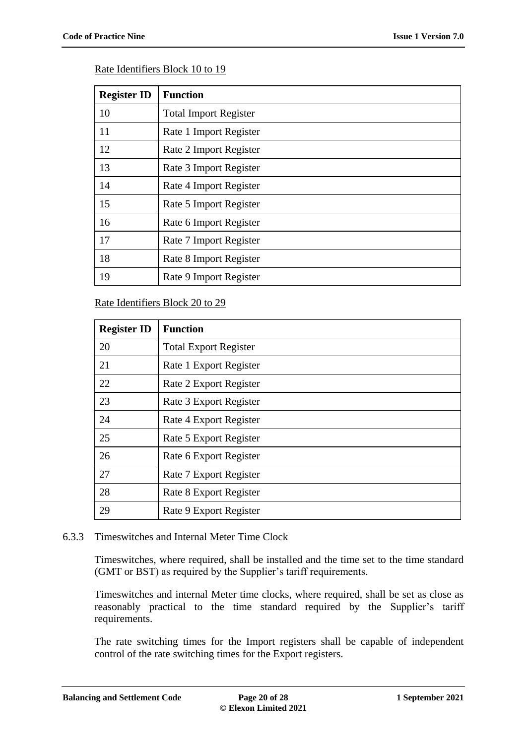Rate Identifiers Block 10 to 19

| Register ID | Function |
|---|---|
| 10 | Total Import Register |
| 11 | Rate 1 Import Register |
| 12 | Rate 2 Import Register |
| 13 | Rate 3 Import Register |
| 14 | Rate 4 Import Register |
| 15 | Rate 5 Import Register |
| 16 | Rate 6 Import Register |
| 17 | Rate 7 Import Register |
| 18 | Rate 8 Import Register |
| 19 | Rate 9 Import Register |

Rate Identifiers Block 20 to 29

| Register ID | Function |
|---|---|
| 20 | Total Export Register |
| 21 | Rate 1 Export Register |
| 22 | Rate 2 Export Register |
| 23 | Rate 3 Export Register |
| 24 | Rate 4 Export Register |
| 25 | Rate 5 Export Register |
| 26 | Rate 6 Export Register |
| 27 | Rate 7 Export Register |
| 28 | Rate 8 Export Register |
| 29 | Rate 9 Export Register |

6.3.3 Timeswitches and Internal Meter Time Clock

Timeswitches, where required, shall be installed and the time set to the time standard (GMT or BST) as required by the Supplier's tariff requirements.

Timeswitches and internal Meter time clocks, where required, shall be set as close as reasonably practical to the time standard required by the Supplier's tariff requirements.

The rate switching times for the Import registers shall be capable of independent control of the rate switching times for the Export registers.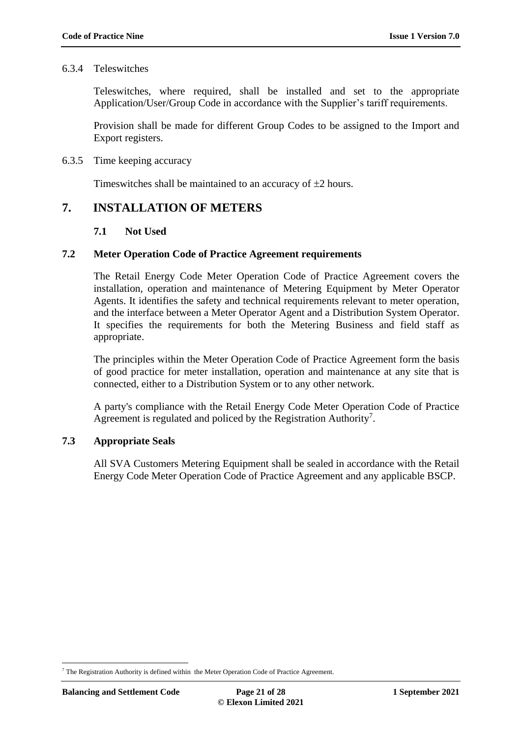#### 6.3.4 Teleswitches

Teleswitches, where required, shall be installed and set to the appropriate Application/User/Group Code in accordance with the Supplier's tariff requirements.

Provision shall be made for different Group Codes to be assigned to the Import and Export registers.

#### 6.3.5 Time keeping accuracy

Timeswitches shall be maintained to an accuracy of ±2 hours.

# 7. INSTALLATION OF METERS

## 7.1 Not Used

## 7.2 Meter Operation Code of Practice Agreement requirements

The Retail Energy Code Meter Operation Code of Practice Agreement covers the installation, operation and maintenance of Metering Equipment by Meter Operator Agents. It identifies the safety and technical requirements relevant to meter operation, and the interface between a Meter Operator Agent and a Distribution System Operator. It specifies the requirements for both the Metering Business and field staff as appropriate.

The principles within the Meter Operation Code of Practice Agreement form the basis of good practice for meter installation, operation and maintenance at any site that is connected, either to a Distribution System or to any other network.

A party's compliance with the Retail Energy Code Meter Operation Code of Practice Agreement is regulated and policed by the Registration Authority[7].

## 7.3 Appropriate Seals

All SVA Customers Metering Equipment shall be sealed in accordance with the Retail Energy Code Meter Operation Code of Practice Agreement and any applicable BSCP.

---

[7] The Registration Authority is defined within the Meter Operation Code of Practice Agreement.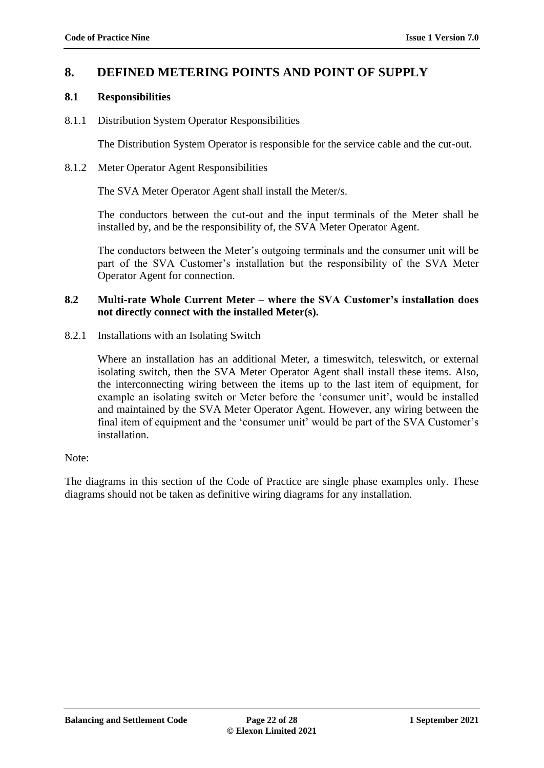## 8. DEFINED METERING POINTS AND POINT OF SUPPLY

### 8.1 Responsibilities

8.1.1 Distribution System Operator Responsibilities

The Distribution System Operator is responsible for the service cable and the cut-out.

8.1.2 Meter Operator Agent Responsibilities

The SVA Meter Operator Agent shall install the Meter/s.

The conductors between the cut-out and the input terminals of the Meter shall be installed by, and be the responsibility of, the SVA Meter Operator Agent.

The conductors between the Meter's outgoing terminals and the consumer unit will be part of the SVA Customer's installation but the responsibility of the SVA Meter Operator Agent for connection.

### 8.2 Multi-rate Whole Current Meter – where the SVA Customer's installation does not directly connect with the installed Meter(s).

8.2.1 Installations with an Isolating Switch

Where an installation has an additional Meter, a timeswitch, teleswitch, or external isolating switch, then the SVA Meter Operator Agent shall install these items. Also, the interconnecting wiring between the items up to the last item of equipment, for example an isolating switch or Meter before the 'consumer unit', would be installed and maintained by the SVA Meter Operator Agent. However, any wiring between the final item of equipment and the 'consumer unit' would be part of the SVA Customer's installation.

Note:

The diagrams in this section of the Code of Practice are single phase examples only. These diagrams should not be taken as definitive wiring diagrams for any installation.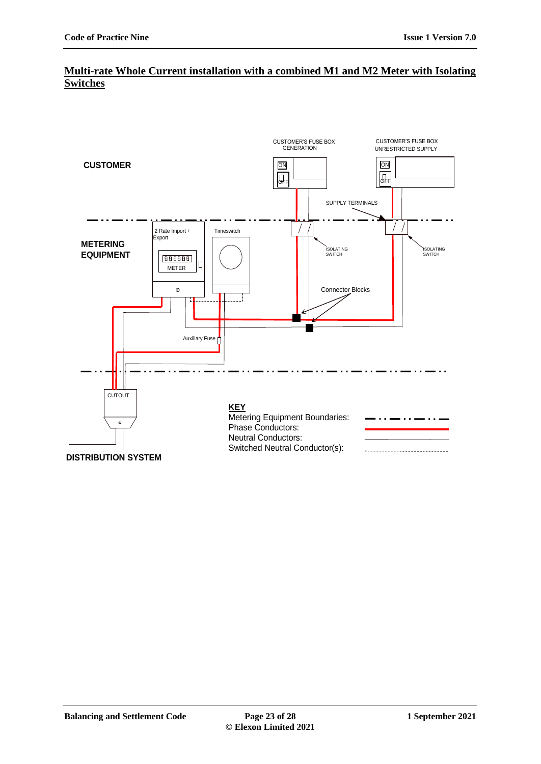## Multi-rate Whole Current installation with a combined M1 and M2 Meter with Isolating Switches

CUSTOMER'S FUSE BOX GENERATION

CUSTOMER'S FUSE BOX UNRESTRICTED SUPPLY

CUSTOMER

ON

OFF

SUPPLY TERMINALS

METERING EQUIPMENT

2 Rate Import + Export

Timeswitch

METER

ISOLATING SWITCH

Connector Blocks

Auxiliary Fuse

CUTOUT

DISTRIBUTION SYSTEM

**KEY**

Metering Equipment Boundaries:

Phase Conductors:

Neutral Conductors:

Switched Neutral Conductor(s):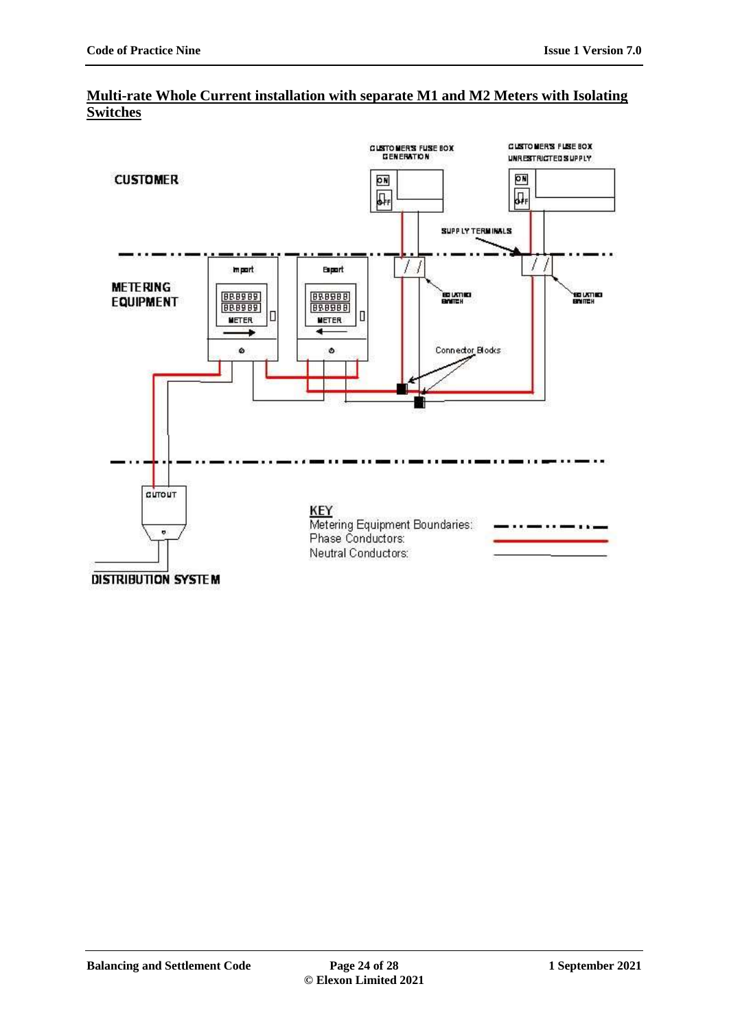## Multi-rate Whole Current installation with separate M1 and M2 Meters with Isolating Switches

CUSTOMER

CUSTOMER'S FUSE BOX GENERATION

CUSTOMER'S FUSE BOX UNRESTRICTED SUPPLY

ON

OFF

SUPPLY TERMINALS

METERING EQUIPMENT

Import

Export

METER

ISOLATING SWITCH

Connector Blocks

CUTOUT

DISTRIBUTION SYSTEM

KEY

Metering Equipment Boundaries:

Phase Conductors:

Neutral Conductors: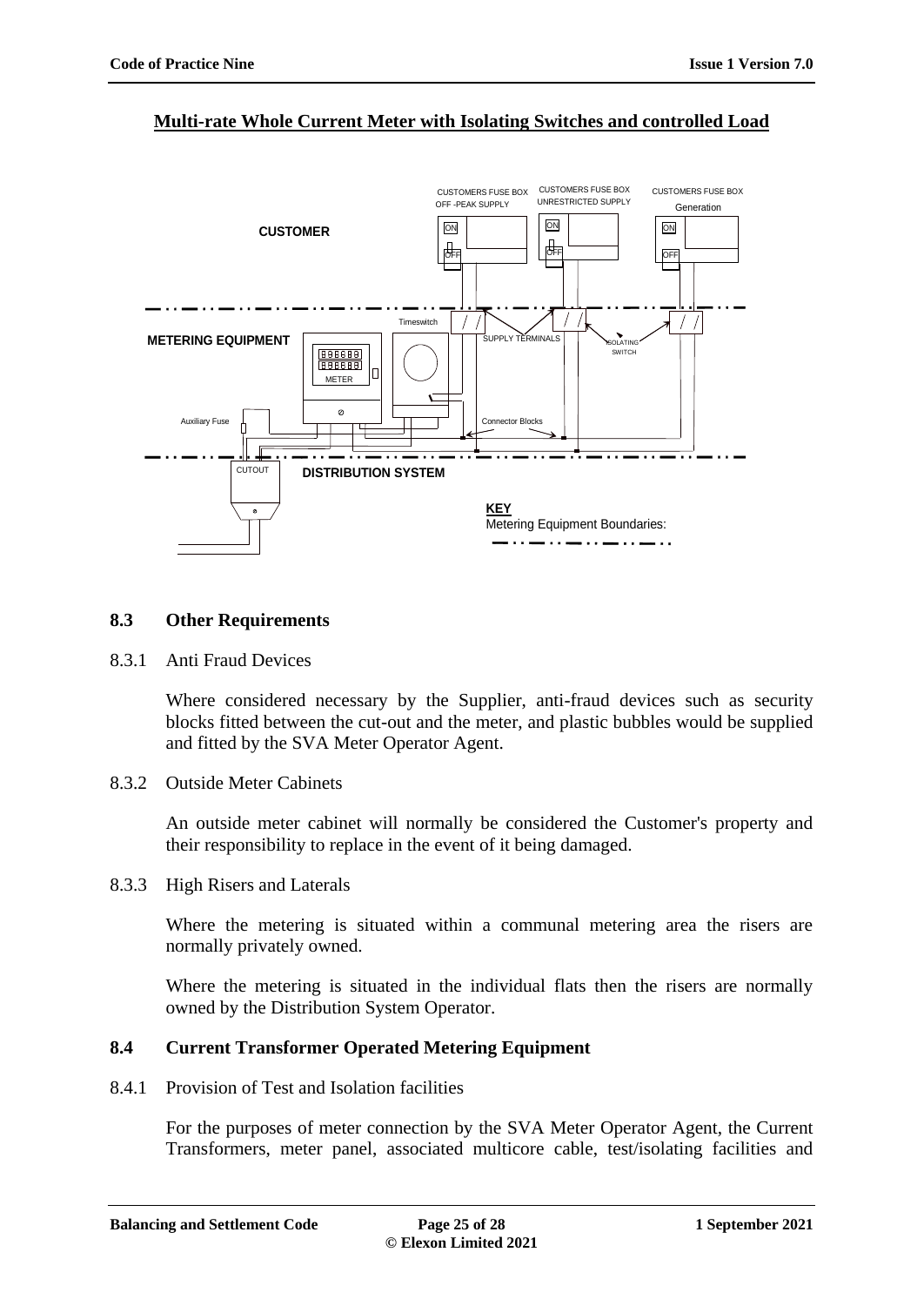**Multi-rate Whole Current Meter with Isolating Switches and controlled Load**

## 8.3 Other Requirements

8.3.1 Anti Fraud Devices

Where considered necessary by the Supplier, anti-fraud devices such as security blocks fitted between the cut-out and the meter, and plastic bubbles would be supplied and fitted by the SVA Meter Operator Agent.

8.3.2 Outside Meter Cabinets

An outside meter cabinet will normally be considered the Customer's property and their responsibility to replace in the event of it being damaged.

8.3.3 High Risers and Laterals

Where the metering is situated within a communal metering area the risers are normally privately owned.

Where the metering is situated in the individual flats then the risers are normally owned by the Distribution System Operator.

## 8.4 Current Transformer Operated Metering Equipment

8.4.1 Provision of Test and Isolation facilities

For the purposes of meter connection by the SVA Meter Operator Agent, the Current Transformers, meter panel, associated multicore cable, test/isolating facilities and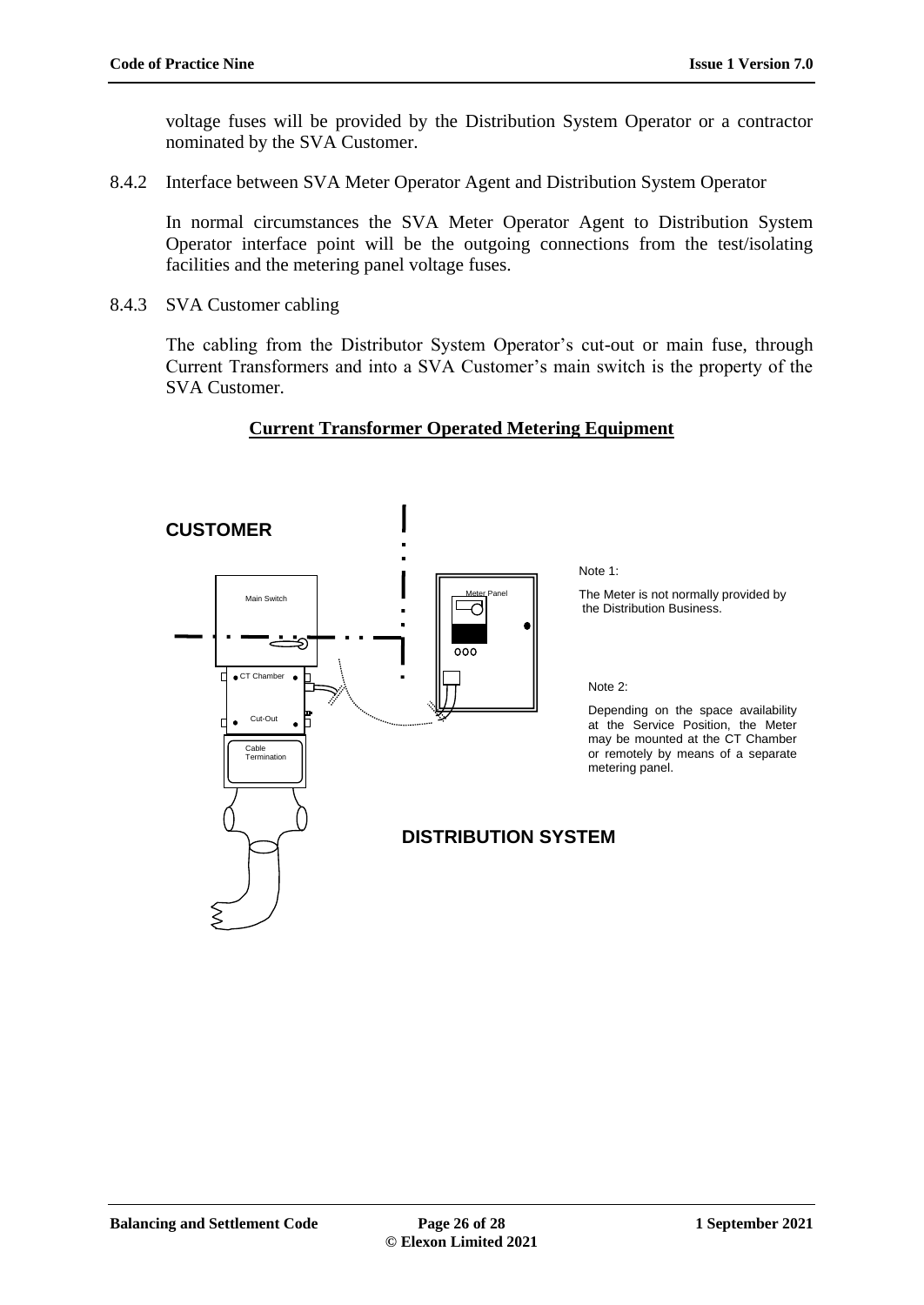voltage fuses will be provided by the Distribution System Operator or a contractor nominated by the SVA Customer.

8.4.2 Interface between SVA Meter Operator Agent and Distribution System Operator

In normal circumstances the SVA Meter Operator Agent to Distribution System Operator interface point will be the outgoing connections from the test/isolating facilities and the metering panel voltage fuses.

8.4.3 SVA Customer cabling

The cabling from the Distributor System Operator's cut-out or main fuse, through Current Transformers and into a SVA Customer's main switch is the property of the SVA Customer.

**Current Transformer Operated Metering Equipment**

**CUSTOMER**

Main Switch

CT Chamber

Cut-Out

Cable Termination

Meter Panel

**DISTRIBUTION SYSTEM**

Note 1:

The Meter is not normally provided by the Distribution Business.

Note 2:

Depending on the space availability at the Service Position, the Meter may be mounted at the CT Chamber or remotely by means of a separate metering panel.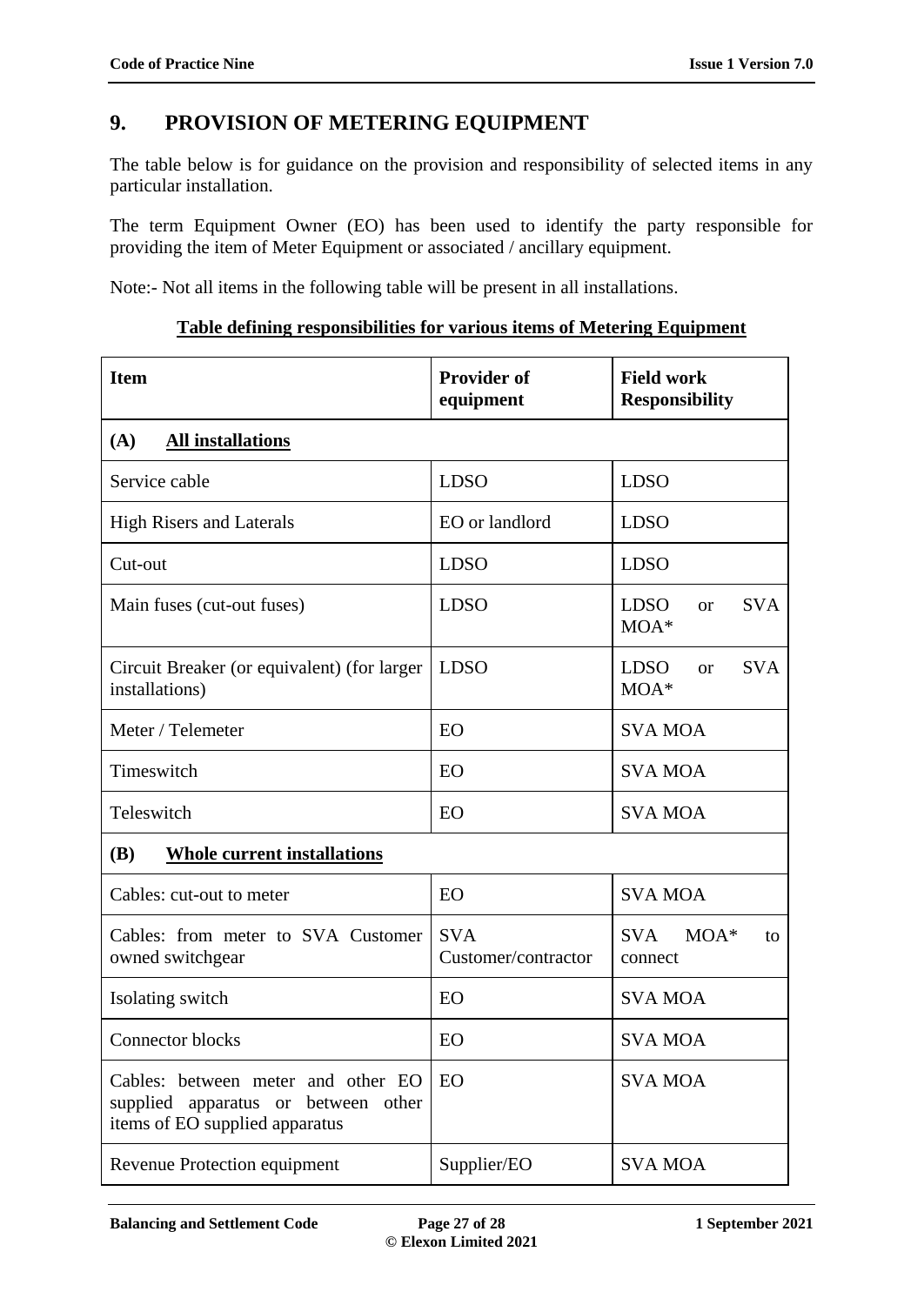# 9. PROVISION OF METERING EQUIPMENT

The table below is for guidance on the provision and responsibility of selected items in any particular installation.

The term Equipment Owner (EO) has been used to identify the party responsible for providing the item of Meter Equipment or associated / ancillary equipment.

Note:- Not all items in the following table will be present in all installations.

**Table defining responsibilities for various items of Metering Equipment**

| Item | Provider of equipment | Field work Responsibility |
|---|---|---|
| **(A) All installations** | | |
| Service cable | LDSO | LDSO |
| High Risers and Laterals | EO or landlord | LDSO |
| Cut-out | LDSO | LDSO |
| Main fuses (cut-out fuses) | LDSO | LDSO or SVA MOA* |
| Circuit Breaker (or equivalent) (for larger installations) | LDSO | LDSO or SVA MOA* |
| Meter / Telemeter | EO | SVA MOA |
| Timeswitch | EO | SVA MOA |
| Teleswitch | EO | SVA MOA |
| **(B) Whole current installations** | | |
| Cables: cut-out to meter | EO | SVA MOA |
| Cables: from meter to SVA Customer owned switchgear | SVA Customer/contractor | SVA MOA* to connect |
| Isolating switch | EO | SVA MOA |
| Connector blocks | EO | SVA MOA |
| Cables: between meter and other EO supplied apparatus or between other items of EO supplied apparatus | EO | SVA MOA |
| Revenue Protection equipment | Supplier/EO | SVA MOA |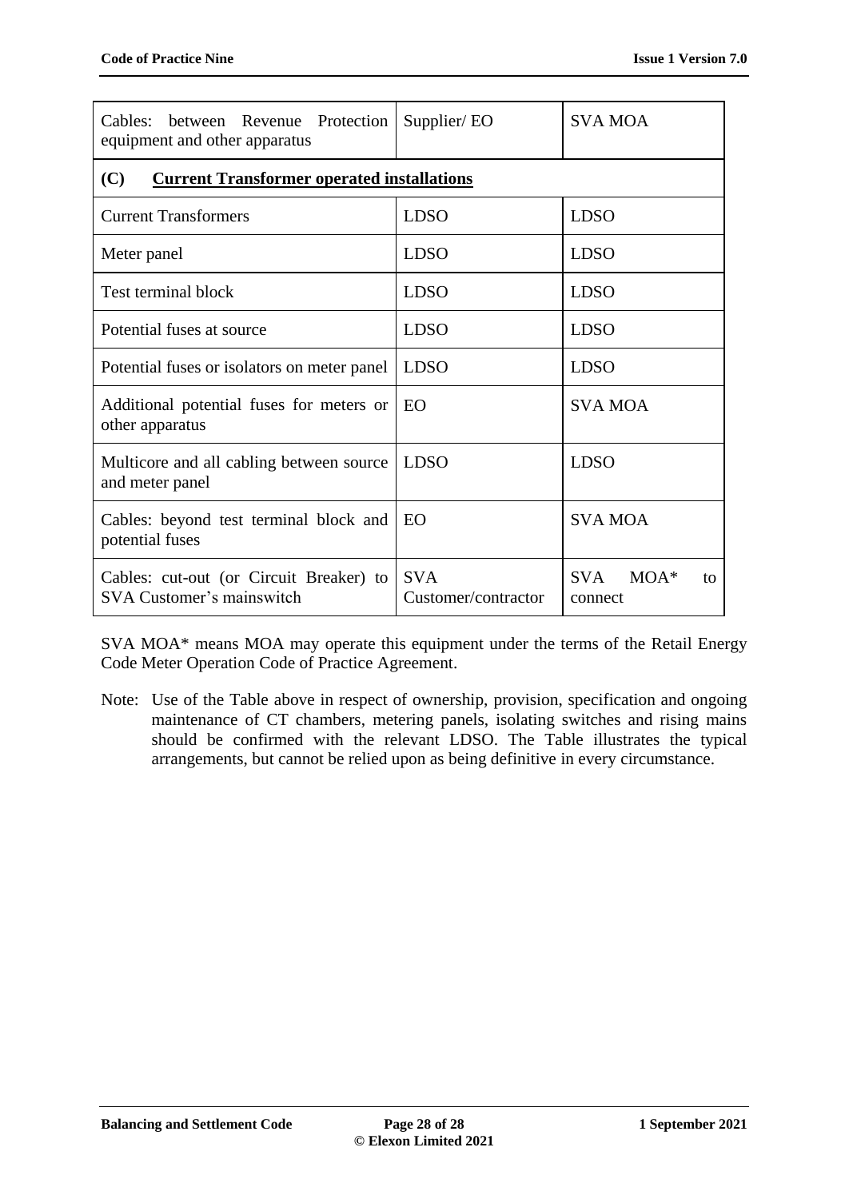| | | |
|---|---|---|
| Cables: between Revenue Protection equipment and other apparatus | Supplier/ EO | SVA MOA |
| **(C) <u>Current Transformer operated installations</u>** | | |
| Current Transformers | LDSO | LDSO |
| Meter panel | LDSO | LDSO |
| Test terminal block | LDSO | LDSO |
| Potential fuses at source | LDSO | LDSO |
| Potential fuses or isolators on meter panel | LDSO | LDSO |
| Additional potential fuses for meters or other apparatus | EO | SVA MOA |
| Multicore and all cabling between source and meter panel | LDSO | LDSO |
| Cables: beyond test terminal block and potential fuses | EO | SVA MOA |
| Cables: cut-out (or Circuit Breaker) to SVA Customer's mainswitch | SVA Customer/contractor | SVA MOA* to connect |

SVA MOA* means MOA may operate this equipment under the terms of the Retail Energy Code Meter Operation Code of Practice Agreement.

Note: Use of the Table above in respect of ownership, provision, specification and ongoing maintenance of CT chambers, metering panels, isolating switches and rising mains should be confirmed with the relevant LDSO. The Table illustrates the typical arrangements, but cannot be relied upon as being definitive in every circumstance.